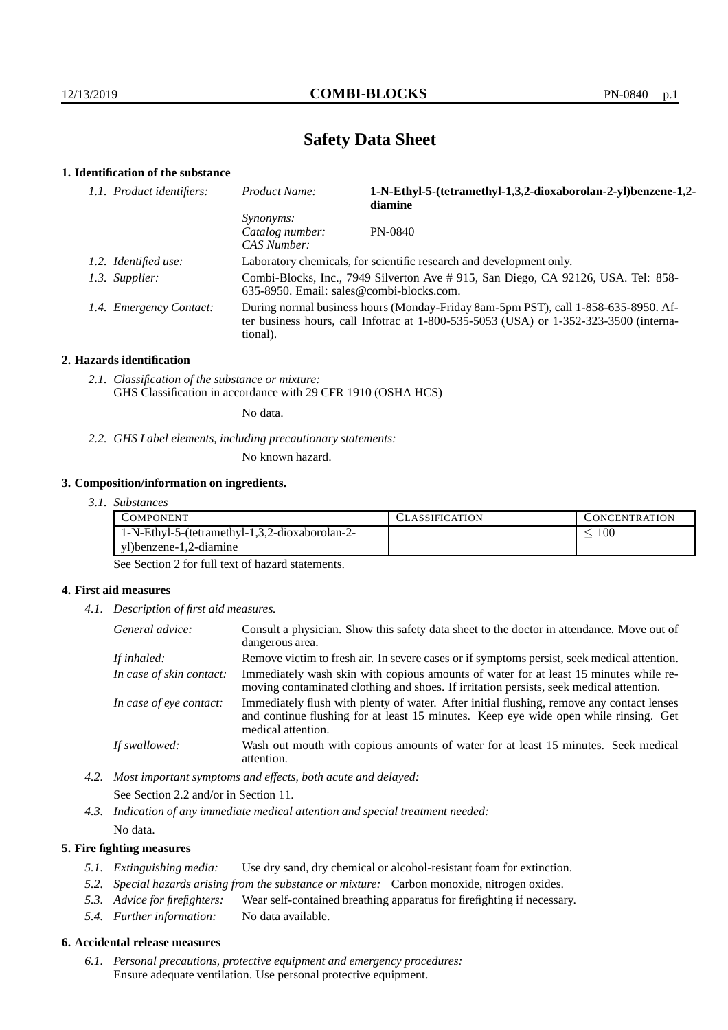# Safety Data Sheet

## 1. Identification of the substance

*1.1. Product identifiers:*
- *Product Name:* **1-N-Ethyl-5-(tetramethyl-1,3,2-dioxaborolan-2-yl)benzene-1,2-diamine**
- *Synonyms:*
- *Catalog number:* PN-0840
- *CAS Number:*

*1.2. Identified use:* Laboratory chemicals, for scientific research and development only.

*1.3. Supplier:* Combi-Blocks, Inc., 7949 Silverton Ave # 915, San Diego, CA 92126, USA. Tel: 858-635-8950. Email: sales@combi-blocks.com.

*1.4. Emergency Contact:* During normal business hours (Monday-Friday 8am-5pm PST), call 1-858-635-8950. After business hours, call Infotrac at 1-800-535-5053 (USA) or 1-352-323-3500 (international).

## 2. Hazards identification

*2.1. Classification of the substance or mixture:*
GHS Classification in accordance with 29 CFR 1910 (OSHA HCS)

No data.

*2.2. GHS Label elements, including precautionary statements:*

No known hazard.

## 3. Composition/information on ingredients.

*3.1. Substances*

| COMPONENT | CLASSIFICATION | CONCENTRATION |
|---|---|---|
| 1-N-Ethyl-5-(tetramethyl-1,3,2-dioxaborolan-2-yl)benzene-1,2-diamine | | $\leq 100$ |

See Section 2 for full text of hazard statements.

## 4. First aid measures

*4.1. Description of first aid measures.*

*General advice:* Consult a physician. Show this safety data sheet to the doctor in attendance. Move out of dangerous area.

*If inhaled:* Remove victim to fresh air. In severe cases or if symptoms persist, seek medical attention.

*In case of skin contact:* Immediately wash skin with copious amounts of water for at least 15 minutes while removing contaminated clothing and shoes. If irritation persists, seek medical attention.

*In case of eye contact:* Immediately flush with plenty of water. After initial flushing, remove any contact lenses and continue flushing for at least 15 minutes. Keep eye wide open while rinsing. Get medical attention.

*If swallowed:* Wash out mouth with copious amounts of water for at least 15 minutes. Seek medical attention.

*4.2. Most important symptoms and effects, both acute and delayed:*

See Section 2.2 and/or in Section 11.

*4.3. Indication of any immediate medical attention and special treatment needed:*

No data.

## 5. Fire fighting measures

*5.1. Extinguishing media:* Use dry sand, dry chemical or alcohol-resistant foam for extinction.

*5.2. Special hazards arising from the substance or mixture:* Carbon monoxide, nitrogen oxides.

*5.3. Advice for firefighters:* Wear self-contained breathing apparatus for firefighting if necessary.

*5.4. Further information:* No data available.

## 6. Accidental release measures

*6.1. Personal precautions, protective equipment and emergency procedures:*
Ensure adequate ventilation. Use personal protective equipment.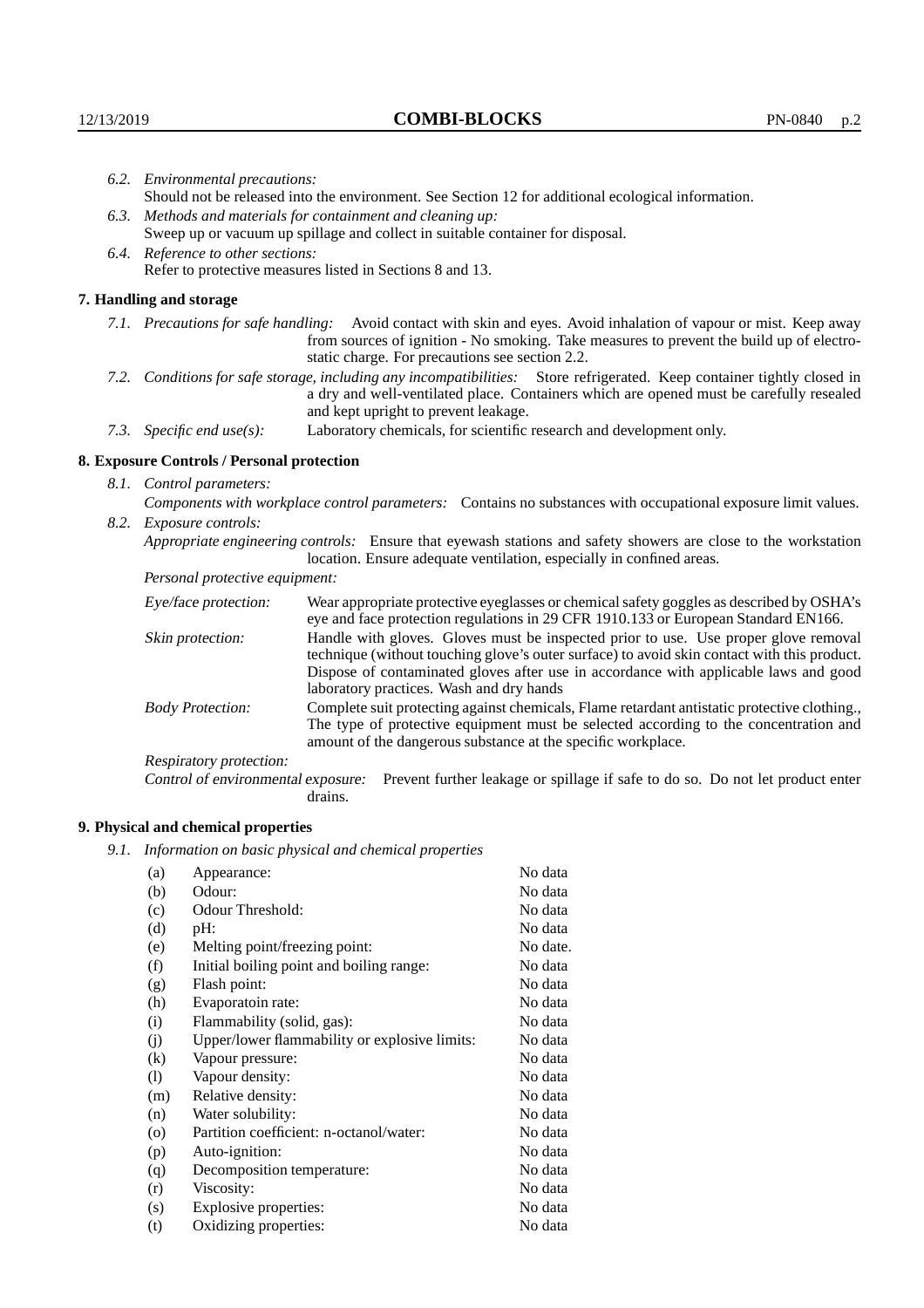*6.2. Environmental precautions:*
Should not be released into the environment. See Section 12 for additional ecological information.

*6.3. Methods and materials for containment and cleaning up:*
Sweep up or vacuum up spillage and collect in suitable container for disposal.

*6.4. Reference to other sections:*
Refer to protective measures listed in Sections 8 and 13.

## 7. Handling and storage

*7.1. Precautions for safe handling:* Avoid contact with skin and eyes. Avoid inhalation of vapour or mist. Keep away from sources of ignition - No smoking. Take measures to prevent the build up of electrostatic charge. For precautions see section 2.2.

*7.2. Conditions for safe storage, including any incompatibilities:* Store refrigerated. Keep container tightly closed in a dry and well-ventilated place. Containers which are opened must be carefully resealed and kept upright to prevent leakage.

*7.3. Specific end use(s):* Laboratory chemicals, for scientific research and development only.

## 8. Exposure Controls / Personal protection

*8.1. Control parameters:*
*Components with workplace control parameters:* Contains no substances with occupational exposure limit values.

*8.2. Exposure controls:*
*Appropriate engineering controls:* Ensure that eyewash stations and safety showers are close to the workstation location. Ensure adequate ventilation, especially in confined areas.

*Personal protective equipment:*

*Eye/face protection:* Wear appropriate protective eyeglasses or chemical safety goggles as described by OSHA's eye and face protection regulations in 29 CFR 1910.133 or European Standard EN166.

*Skin protection:* Handle with gloves. Gloves must be inspected prior to use. Use proper glove removal technique (without touching glove's outer surface) to avoid skin contact with this product. Dispose of contaminated gloves after use in accordance with applicable laws and good laboratory practices. Wash and dry hands

*Body Protection:* Complete suit protecting against chemicals, Flame retardant antistatic protective clothing., The type of protective equipment must be selected according to the concentration and amount of the dangerous substance at the specific workplace.

*Respiratory protection:*

*Control of environmental exposure:* Prevent further leakage or spillage if safe to do so. Do not let product enter drains.

## 9. Physical and chemical properties

*9.1. Information on basic physical and chemical properties*

| | | |
|---|---|---|
| (a) | Appearance: | No data |
| (b) | Odour: | No data |
| (c) | Odour Threshold: | No data |
| (d) | pH: | No data |
| (e) | Melting point/freezing point: | No date. |
| (f) | Initial boiling point and boiling range: | No data |
| (g) | Flash point: | No data |
| (h) | Evaporatoin rate: | No data |
| (i) | Flammability (solid, gas): | No data |
| (j) | Upper/lower flammability or explosive limits: | No data |
| (k) | Vapour pressure: | No data |
| (l) | Vapour density: | No data |
| (m) | Relative density: | No data |
| (n) | Water solubility: | No data |
| (o) | Partition coefficient: n-octanol/water: | No data |
| (p) | Auto-ignition: | No data |
| (q) | Decomposition temperature: | No data |
| (r) | Viscosity: | No data |
| (s) | Explosive properties: | No data |
| (t) | Oxidizing properties: | No data |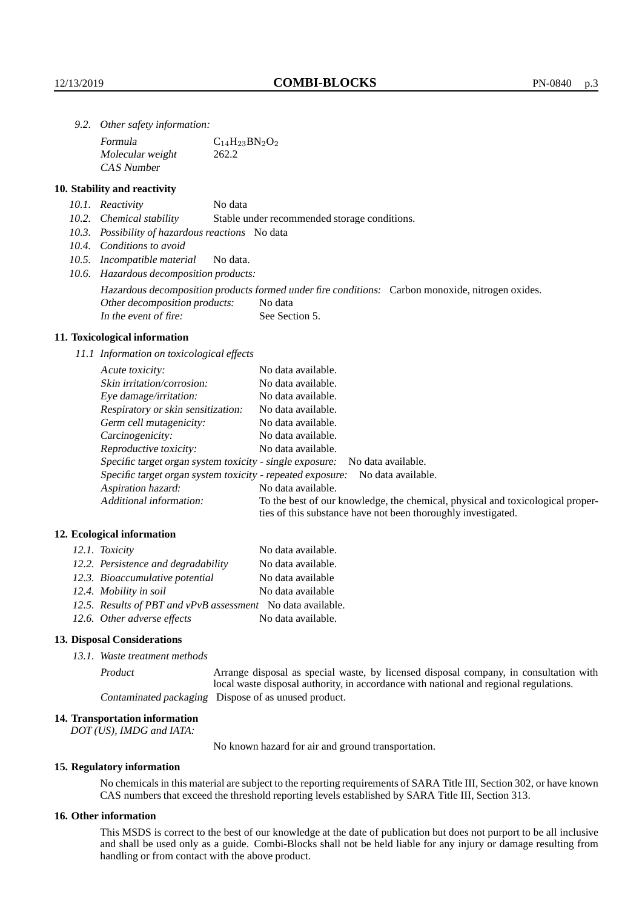*9.2. Other safety information:*

| | |
|---|---|
| *Formula* | $C_{14}H_{23}BN_2O_2$ |
| *Molecular weight* | 262.2 |
| *CAS Number* | |

## 10. Stability and reactivity

*10.1. Reactivity* No data

*10.2. Chemical stability* Stable under recommended storage conditions.

*10.3. Possibility of hazardous reactions* No data

*10.4. Conditions to avoid*

*10.5. Incompatible material* No data.

*10.6. Hazardous decomposition products:*

*Hazardous decomposition products formed under fire conditions:* Carbon monoxide, nitrogen oxides.

*Other decomposition products:* No data

*In the event of fire:* See Section 5.

## 11. Toxicological information

*11.1 Information on toxicological effects*

| | |
|---|---|
| *Acute toxicity:* | No data available. |
| *Skin irritation/corrosion:* | No data available. |
| *Eye damage/irritation:* | No data available. |
| *Respiratory or skin sensitization:* | No data available. |
| *Germ cell mutagenicity:* | No data available. |
| *Carcinogenicity:* | No data available. |
| *Reproductive toxicity:* | No data available. |
| *Specific target organ system toxicity - single exposure:* | No data available. |
| *Specific target organ system toxicity - repeated exposure:* | No data available. |
| *Aspiration hazard:* | No data available. |
| *Additional information:* | To the best of our knowledge, the chemical, physical and toxicological properties of this substance have not been thoroughly investigated. |

## 12. Ecological information

| | |
|---|---|
| *12.1. Toxicity* | No data available. |
| *12.2. Persistence and degradability* | No data available. |
| *12.3. Bioaccumulative potential* | No data available |
| *12.4. Mobility in soil* | No data available |
| *12.5. Results of PBT and vPvB assessment* | No data available. |
| *12.6. Other adverse effects* | No data available. |

## 13. Disposal Considerations

*13.1. Waste treatment methods*

*Product* Arrange disposal as special waste, by licensed disposal company, in consultation with local waste disposal authority, in accordance with national and regional regulations.

*Contaminated packaging* Dispose of as unused product.

## 14. Transportation information

*DOT (US), IMDG and IATA:*

No known hazard for air and ground transportation.

## 15. Regulatory information

No chemicals in this material are subject to the reporting requirements of SARA Title III, Section 302, or have known CAS numbers that exceed the threshold reporting levels established by SARA Title III, Section 313.

## 16. Other information

This MSDS is correct to the best of our knowledge at the date of publication but does not purport to be all inclusive and shall be used only as a guide. Combi-Blocks shall not be held liable for any injury or damage resulting from handling or from contact with the above product.